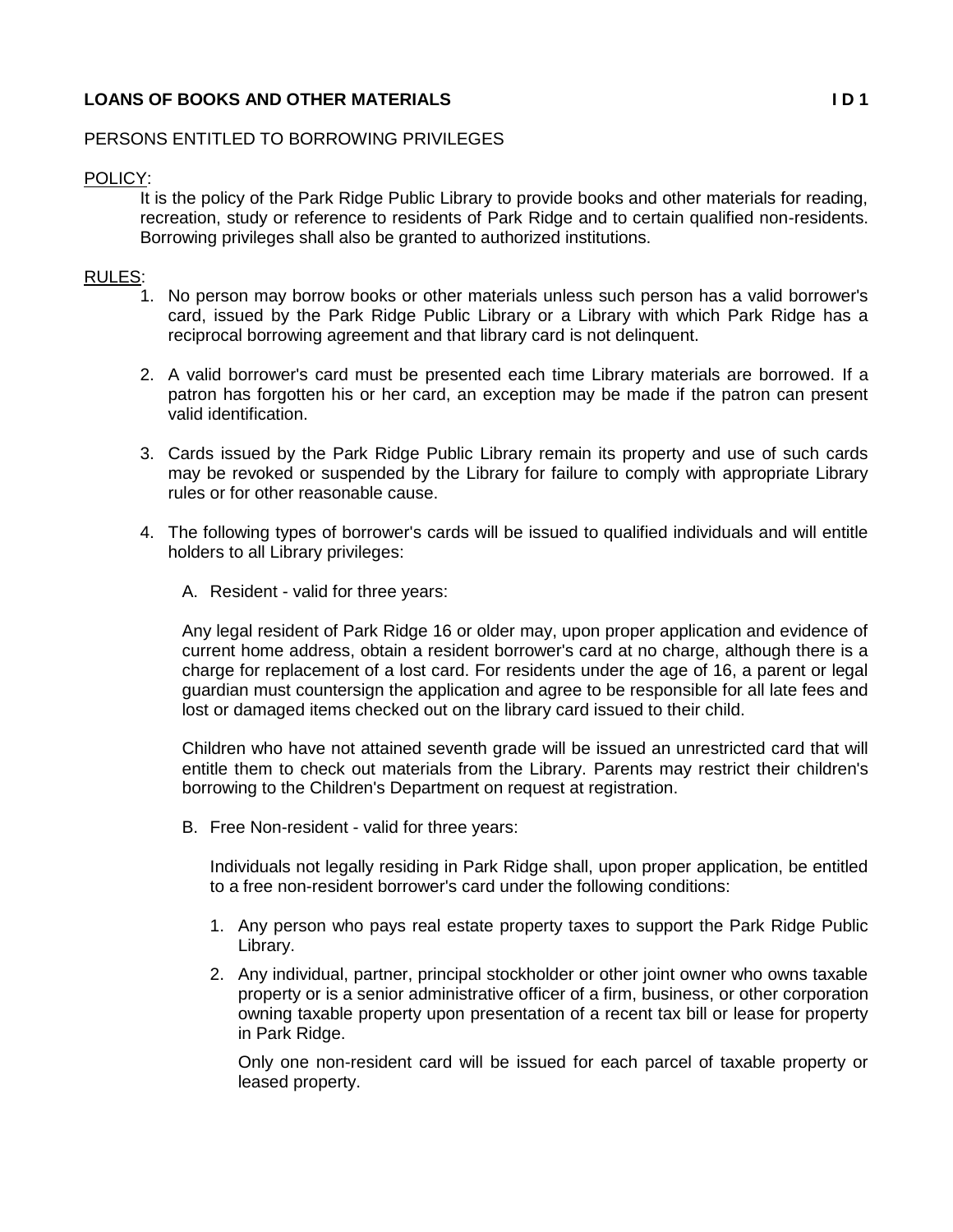# LOANS OF BOOKS AND OTHER MATERIALS — I D 1

## PERSONS ENTITLED TO BORROWING PRIVILEGES

<u>POLICY</u>:

It is the policy of the Park Ridge Public Library to provide books and other materials for reading, recreation, study or reference to residents of Park Ridge and to certain qualified non-residents. Borrowing privileges shall also be granted to authorized institutions.

<u>RULES</u>:

1. No person may borrow books or other materials unless such person has a valid borrower's card, issued by the Park Ridge Public Library or a Library with which Park Ridge has a reciprocal borrowing agreement and that library card is not delinquent.

2. A valid borrower's card must be presented each time Library materials are borrowed. If a patron has forgotten his or her card, an exception may be made if the patron can present valid identification.

3. Cards issued by the Park Ridge Public Library remain its property and use of such cards may be revoked or suspended by the Library for failure to comply with appropriate Library rules or for other reasonable cause.

4. The following types of borrower's cards will be issued to qualified individuals and will entitle holders to all Library privileges:

   A. Resident - valid for three years:

   Any legal resident of Park Ridge 16 or older may, upon proper application and evidence of current home address, obtain a resident borrower's card at no charge, although there is a charge for replacement of a lost card. For residents under the age of 16, a parent or legal guardian must countersign the application and agree to be responsible for all late fees and lost or damaged items checked out on the library card issued to their child.

   Children who have not attained seventh grade will be issued an unrestricted card that will entitle them to check out materials from the Library. Parents may restrict their children's borrowing to the Children's Department on request at registration.

   B. Free Non-resident - valid for three years:

      Individuals not legally residing in Park Ridge shall, upon proper application, be entitled to a free non-resident borrower's card under the following conditions:

      1. Any person who pays real estate property taxes to support the Park Ridge Public Library.
      2. Any individual, partner, principal stockholder or other joint owner who owns taxable property or is a senior administrative officer of a firm, business, or other corporation owning taxable property upon presentation of a recent tax bill or lease for property in Park Ridge.

         Only one non-resident card will be issued for each parcel of taxable property or leased property.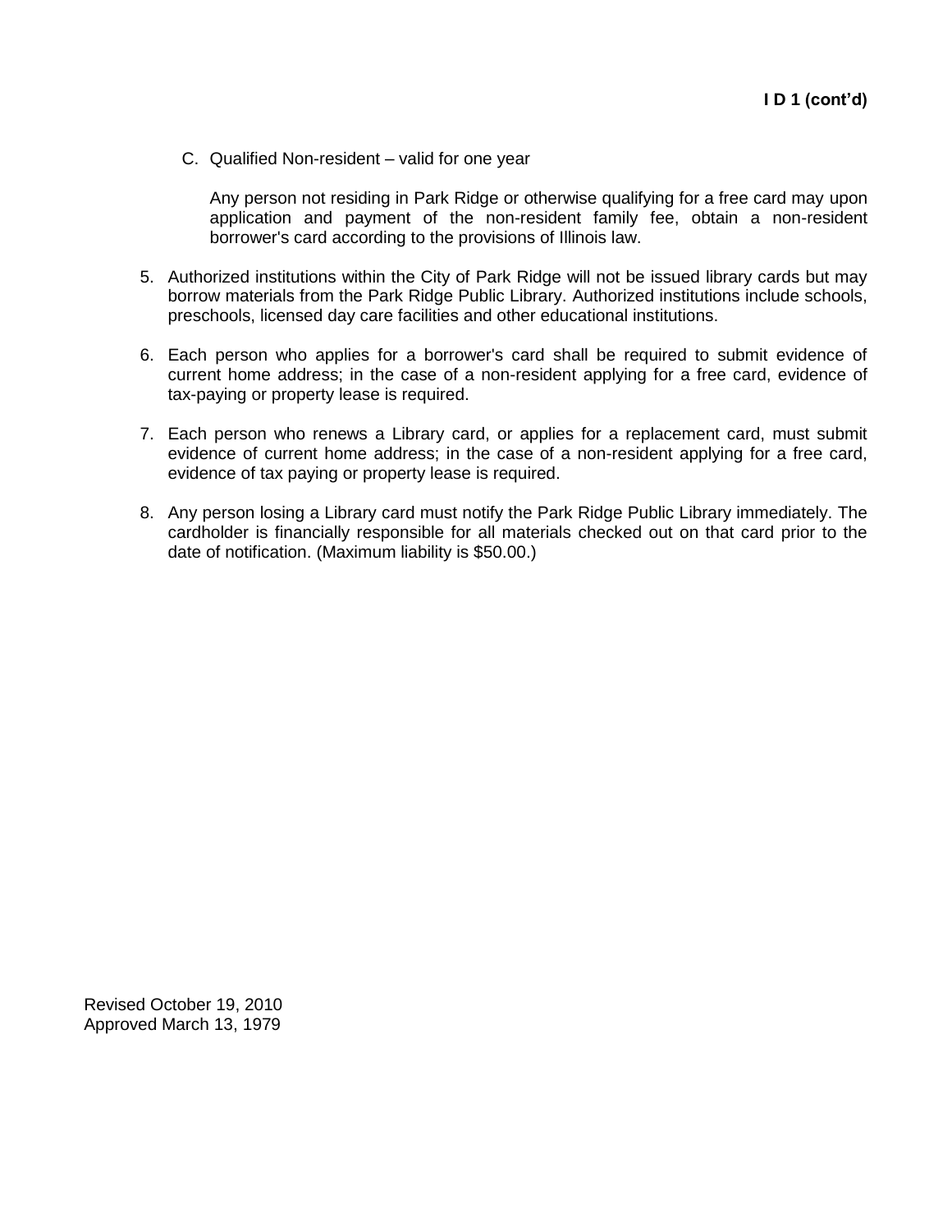**I D 1 (cont'd)**

C. Qualified Non-resident – valid for one year

   Any person not residing in Park Ridge or otherwise qualifying for a free card may upon application and payment of the non-resident family fee, obtain a non-resident borrower's card according to the provisions of Illinois law.

5. Authorized institutions within the City of Park Ridge will not be issued library cards but may borrow materials from the Park Ridge Public Library. Authorized institutions include schools, preschools, licensed day care facilities and other educational institutions.

6. Each person who applies for a borrower's card shall be required to submit evidence of current home address; in the case of a non-resident applying for a free card, evidence of tax-paying or property lease is required.

7. Each person who renews a Library card, or applies for a replacement card, must submit evidence of current home address; in the case of a non-resident applying for a free card, evidence of tax paying or property lease is required.

8. Any person losing a Library card must notify the Park Ridge Public Library immediately. The cardholder is financially responsible for all materials checked out on that card prior to the date of notification. (Maximum liability is $50.00.)

Revised October 19, 2010
Approved March 13, 1979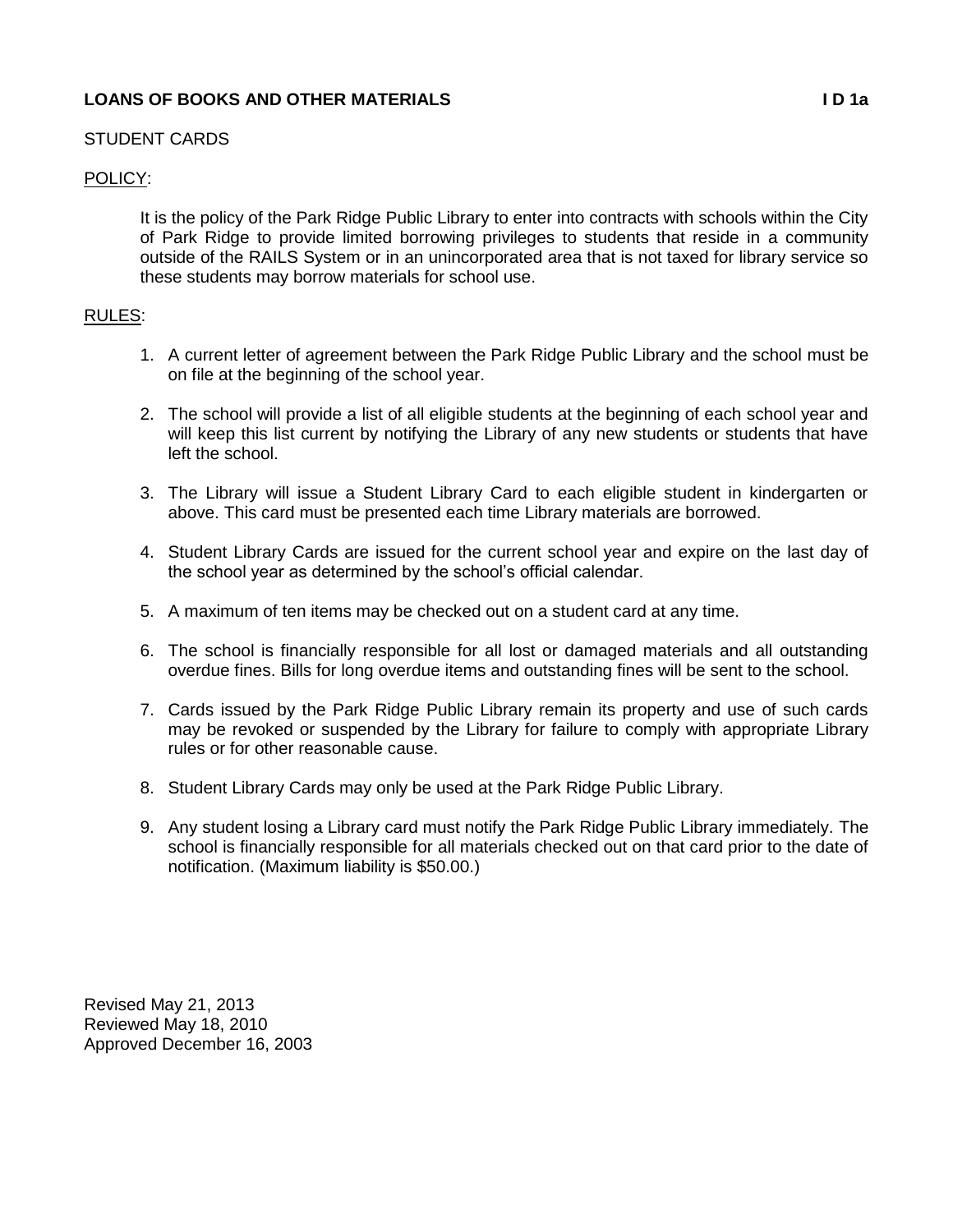**LOANS OF BOOKS AND OTHER MATERIALS** **I D 1a**

STUDENT CARDS

POLICY:

It is the policy of the Park Ridge Public Library to enter into contracts with schools within the City of Park Ridge to provide limited borrowing privileges to students that reside in a community outside of the RAILS System or in an unincorporated area that is not taxed for library service so these students may borrow materials for school use.

RULES:

1. A current letter of agreement between the Park Ridge Public Library and the school must be on file at the beginning of the school year.
2. The school will provide a list of all eligible students at the beginning of each school year and will keep this list current by notifying the Library of any new students or students that have left the school.
3. The Library will issue a Student Library Card to each eligible student in kindergarten or above. This card must be presented each time Library materials are borrowed.
4. Student Library Cards are issued for the current school year and expire on the last day of the school year as determined by the school's official calendar.
5. A maximum of ten items may be checked out on a student card at any time.
6. The school is financially responsible for all lost or damaged materials and all outstanding overdue fines. Bills for long overdue items and outstanding fines will be sent to the school.
7. Cards issued by the Park Ridge Public Library remain its property and use of such cards may be revoked or suspended by the Library for failure to comply with appropriate Library rules or for other reasonable cause.
8. Student Library Cards may only be used at the Park Ridge Public Library.
9. Any student losing a Library card must notify the Park Ridge Public Library immediately. The school is financially responsible for all materials checked out on that card prior to the date of notification. (Maximum liability is $50.00.)

Revised May 21, 2013
Reviewed May 18, 2010
Approved December 16, 2003